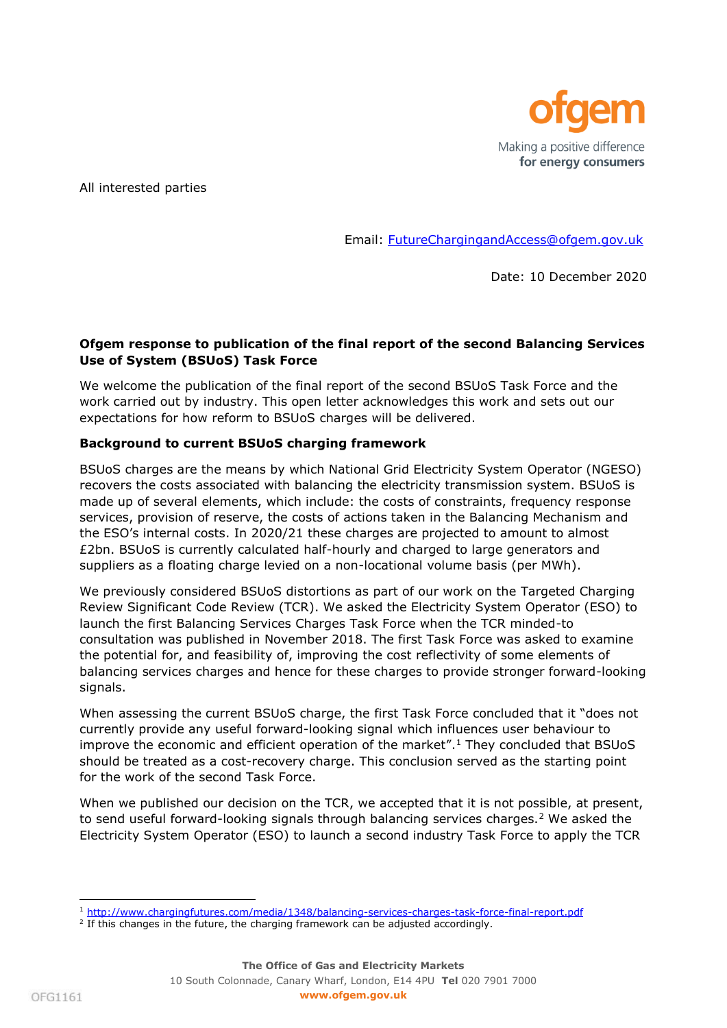All interested parties

Email: FutureChargingandAccess@ofgem.gov.uk

Date: 10 December 2020

**Ofgem response to publication of the final report of the second Balancing Services Use of System (BSUoS) Task Force**

We welcome the publication of the final report of the second BSUoS Task Force and the work carried out by industry. This open letter acknowledges this work and sets out our expectations for how reform to BSUoS charges will be delivered.

**Background to current BSUoS charging framework**

BSUoS charges are the means by which National Grid Electricity System Operator (NGESO) recovers the costs associated with balancing the electricity transmission system. BSUoS is made up of several elements, which include: the costs of constraints, frequency response services, provision of reserve, the costs of actions taken in the Balancing Mechanism and the ESO's internal costs. In 2020/21 these charges are projected to amount to almost £2bn. BSUoS is currently calculated half-hourly and charged to large generators and suppliers as a floating charge levied on a non-locational volume basis (per MWh).

We previously considered BSUoS distortions as part of our work on the Targeted Charging Review Significant Code Review (TCR). We asked the Electricity System Operator (ESO) to launch the first Balancing Services Charges Task Force when the TCR minded-to consultation was published in November 2018. The first Task Force was asked to examine the potential for, and feasibility of, improving the cost reflectivity of some elements of balancing services charges and hence for these charges to provide stronger forward-looking signals.

When assessing the current BSUoS charge, the first Task Force concluded that it "does not currently provide any useful forward-looking signal which influences user behaviour to improve the economic and efficient operation of the market".[1] They concluded that BSUoS should be treated as a cost-recovery charge. This conclusion served as the starting point for the work of the second Task Force.

When we published our decision on the TCR, we accepted that it is not possible, at present, to send useful forward-looking signals through balancing services charges.[2] We asked the Electricity System Operator (ESO) to launch a second industry Task Force to apply the TCR

[1] http://www.chargingfutures.com/media/1348/balancing-services-charges-task-force-final-report.pdf

[2] If this changes in the future, the charging framework can be adjusted accordingly.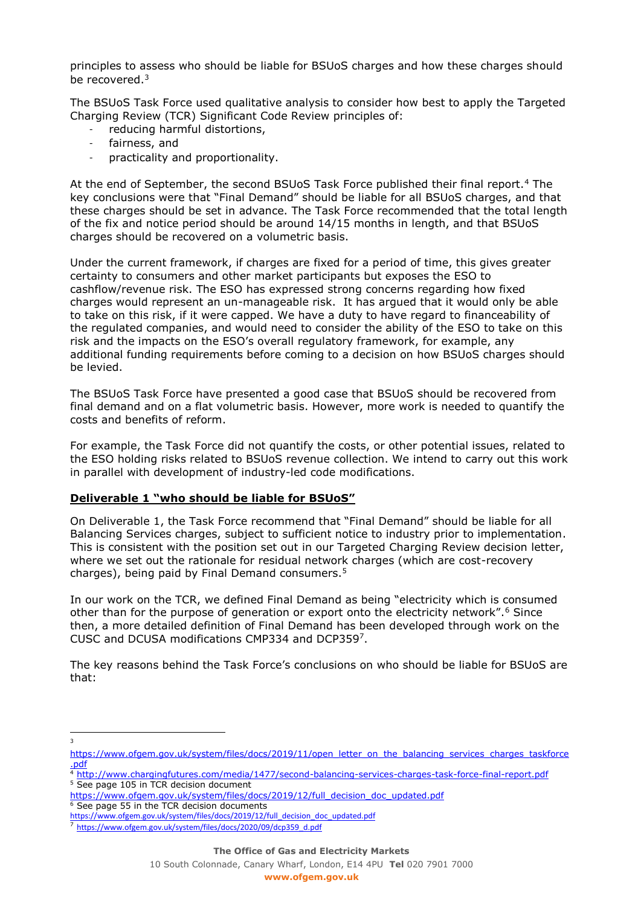principles to assess who should be liable for BSUoS charges and how these charges should be recovered.[3]

The BSUoS Task Force used qualitative analysis to consider how best to apply the Targeted Charging Review (TCR) Significant Code Review principles of:

- reducing harmful distortions,
- fairness, and
- practicality and proportionality.

At the end of September, the second BSUoS Task Force published their final report.[4] The key conclusions were that "Final Demand" should be liable for all BSUoS charges, and that these charges should be set in advance. The Task Force recommended that the total length of the fix and notice period should be around 14/15 months in length, and that BSUoS charges should be recovered on a volumetric basis.

Under the current framework, if charges are fixed for a period of time, this gives greater certainty to consumers and other market participants but exposes the ESO to cashflow/revenue risk. The ESO has expressed strong concerns regarding how fixed charges would represent an un-manageable risk. It has argued that it would only be able to take on this risk, if it were capped. We have a duty to have regard to financeability of the regulated companies, and would need to consider the ability of the ESO to take on this risk and the impacts on the ESO's overall regulatory framework, for example, any additional funding requirements before coming to a decision on how BSUoS charges should be levied.

The BSUoS Task Force have presented a good case that BSUoS should be recovered from final demand and on a flat volumetric basis. However, more work is needed to quantify the costs and benefits of reform.

For example, the Task Force did not quantify the costs, or other potential issues, related to the ESO holding risks related to BSUoS revenue collection. We intend to carry out this work in parallel with development of industry-led code modifications.

**Deliverable 1 "who should be liable for BSUoS"**

On Deliverable 1, the Task Force recommend that "Final Demand" should be liable for all Balancing Services charges, subject to sufficient notice to industry prior to implementation. This is consistent with the position set out in our Targeted Charging Review decision letter, where we set out the rationale for residual network charges (which are cost-recovery charges), being paid by Final Demand consumers.[5]

In our work on the TCR, we defined Final Demand as being "electricity which is consumed other than for the purpose of generation or export onto the electricity network".[6] Since then, a more detailed definition of Final Demand has been developed through work on the CUSC and DCUSA modifications CMP334 and DCP359[7].

The key reasons behind the Task Force's conclusions on who should be liable for BSUoS are that:

---

[3] https://www.ofgem.gov.uk/system/files/docs/2019/11/open_letter_on_the_balancing_services_charges_taskforce.pdf

[4] http://www.chargingfutures.com/media/1477/second-balancing-services-charges-task-force-final-report.pdf

[5] See page 105 in TCR decision document https://www.ofgem.gov.uk/system/files/docs/2019/12/full_decision_doc_updated.pdf

[6] See page 55 in the TCR decision documents https://www.ofgem.gov.uk/system/files/docs/2019/12/full_decision_doc_updated.pdf

[7] https://www.ofgem.gov.uk/system/files/docs/2020/09/dcp359_d.pdf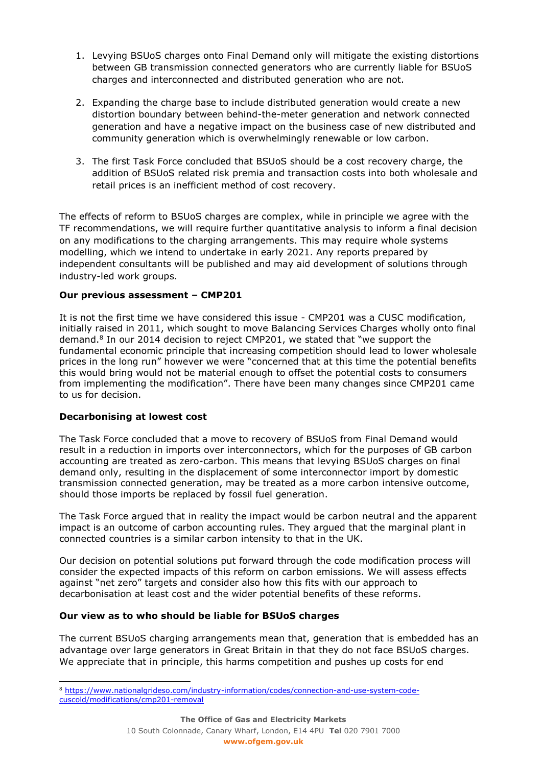1. Levying BSUoS charges onto Final Demand only will mitigate the existing distortions between GB transmission connected generators who are currently liable for BSUoS charges and interconnected and distributed generation who are not.

2. Expanding the charge base to include distributed generation would create a new distortion boundary between behind-the-meter generation and network connected generation and have a negative impact on the business case of new distributed and community generation which is overwhelmingly renewable or low carbon.

3. The first Task Force concluded that BSUoS should be a cost recovery charge, the addition of BSUoS related risk premia and transaction costs into both wholesale and retail prices is an inefficient method of cost recovery.

The effects of reform to BSUoS charges are complex, while in principle we agree with the TF recommendations, we will require further quantitative analysis to inform a final decision on any modifications to the charging arrangements. This may require whole systems modelling, which we intend to undertake in early 2021. Any reports prepared by independent consultants will be published and may aid development of solutions through industry-led work groups.

**Our previous assessment – CMP201**

It is not the first time we have considered this issue - CMP201 was a CUSC modification, initially raised in 2011, which sought to move Balancing Services Charges wholly onto final demand.[8] In our 2014 decision to reject CMP201, we stated that "we support the fundamental economic principle that increasing competition should lead to lower wholesale prices in the long run" however we were "concerned that at this time the potential benefits this would bring would not be material enough to offset the potential costs to consumers from implementing the modification". There have been many changes since CMP201 came to us for decision.

**Decarbonising at lowest cost**

The Task Force concluded that a move to recovery of BSUoS from Final Demand would result in a reduction in imports over interconnectors, which for the purposes of GB carbon accounting are treated as zero-carbon. This means that levying BSUoS charges on final demand only, resulting in the displacement of some interconnector import by domestic transmission connected generation, may be treated as a more carbon intensive outcome, should those imports be replaced by fossil fuel generation.

The Task Force argued that in reality the impact would be carbon neutral and the apparent impact is an outcome of carbon accounting rules. They argued that the marginal plant in connected countries is a similar carbon intensity to that in the UK.

Our decision on potential solutions put forward through the code modification process will consider the expected impacts of this reform on carbon emissions. We will assess effects against "net zero" targets and consider also how this fits with our approach to decarbonisation at least cost and the wider potential benefits of these reforms.

**Our view as to who should be liable for BSUoS charges**

The current BSUoS charging arrangements mean that, generation that is embedded has an advantage over large generators in Great Britain in that they do not face BSUoS charges. We appreciate that in principle, this harms competition and pushes up costs for end

[8] https://www.nationalgrideso.com/industry-information/codes/connection-and-use-system-code-cuscold/modifications/cmp201-removal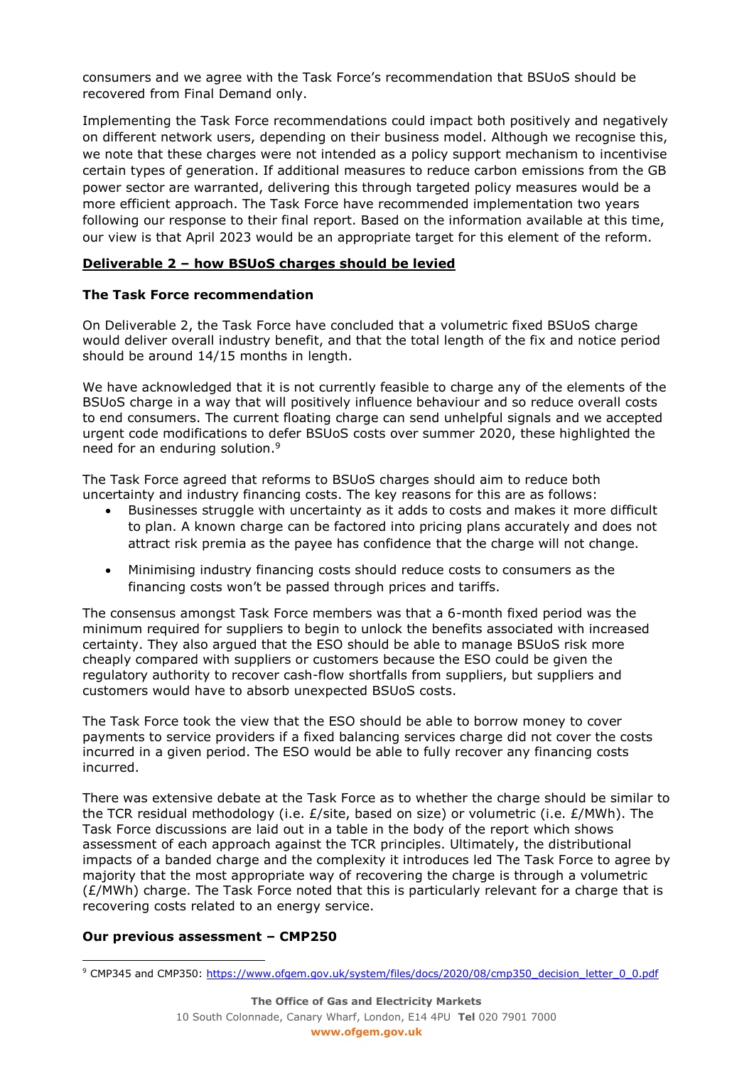consumers and we agree with the Task Force's recommendation that BSUoS should be recovered from Final Demand only.

Implementing the Task Force recommendations could impact both positively and negatively on different network users, depending on their business model. Although we recognise this, we note that these charges were not intended as a policy support mechanism to incentivise certain types of generation. If additional measures to reduce carbon emissions from the GB power sector are warranted, delivering this through targeted policy measures would be a more efficient approach. The Task Force have recommended implementation two years following our response to their final report. Based on the information available at this time, our view is that April 2023 would be an appropriate target for this element of the reform.

**Deliverable 2 – how BSUoS charges should be levied**

**The Task Force recommendation**

On Deliverable 2, the Task Force have concluded that a volumetric fixed BSUoS charge would deliver overall industry benefit, and that the total length of the fix and notice period should be around 14/15 months in length.

We have acknowledged that it is not currently feasible to charge any of the elements of the BSUoS charge in a way that will positively influence behaviour and so reduce overall costs to end consumers. The current floating charge can send unhelpful signals and we accepted urgent code modifications to defer BSUoS costs over summer 2020, these highlighted the need for an enduring solution.[9]

The Task Force agreed that reforms to BSUoS charges should aim to reduce both uncertainty and industry financing costs. The key reasons for this are as follows:

- Businesses struggle with uncertainty as it adds to costs and makes it more difficult to plan. A known charge can be factored into pricing plans accurately and does not attract risk premia as the payee has confidence that the charge will not change.
- Minimising industry financing costs should reduce costs to consumers as the financing costs won't be passed through prices and tariffs.

The consensus amongst Task Force members was that a 6-month fixed period was the minimum required for suppliers to begin to unlock the benefits associated with increased certainty. They also argued that the ESO should be able to manage BSUoS risk more cheaply compared with suppliers or customers because the ESO could be given the regulatory authority to recover cash-flow shortfalls from suppliers, but suppliers and customers would have to absorb unexpected BSUoS costs.

The Task Force took the view that the ESO should be able to borrow money to cover payments to service providers if a fixed balancing services charge did not cover the costs incurred in a given period. The ESO would be able to fully recover any financing costs incurred.

There was extensive debate at the Task Force as to whether the charge should be similar to the TCR residual methodology (i.e. £/site, based on size) or volumetric (i.e. £/MWh). The Task Force discussions are laid out in a table in the body of the report which shows assessment of each approach against the TCR principles. Ultimately, the distributional impacts of a banded charge and the complexity it introduces led The Task Force to agree by majority that the most appropriate way of recovering the charge is through a volumetric (£/MWh) charge. The Task Force noted that this is particularly relevant for a charge that is recovering costs related to an energy service.

**Our previous assessment – CMP250**

[9] CMP345 and CMP350: https://www.ofgem.gov.uk/system/files/docs/2020/08/cmp350_decision_letter_0_0.pdf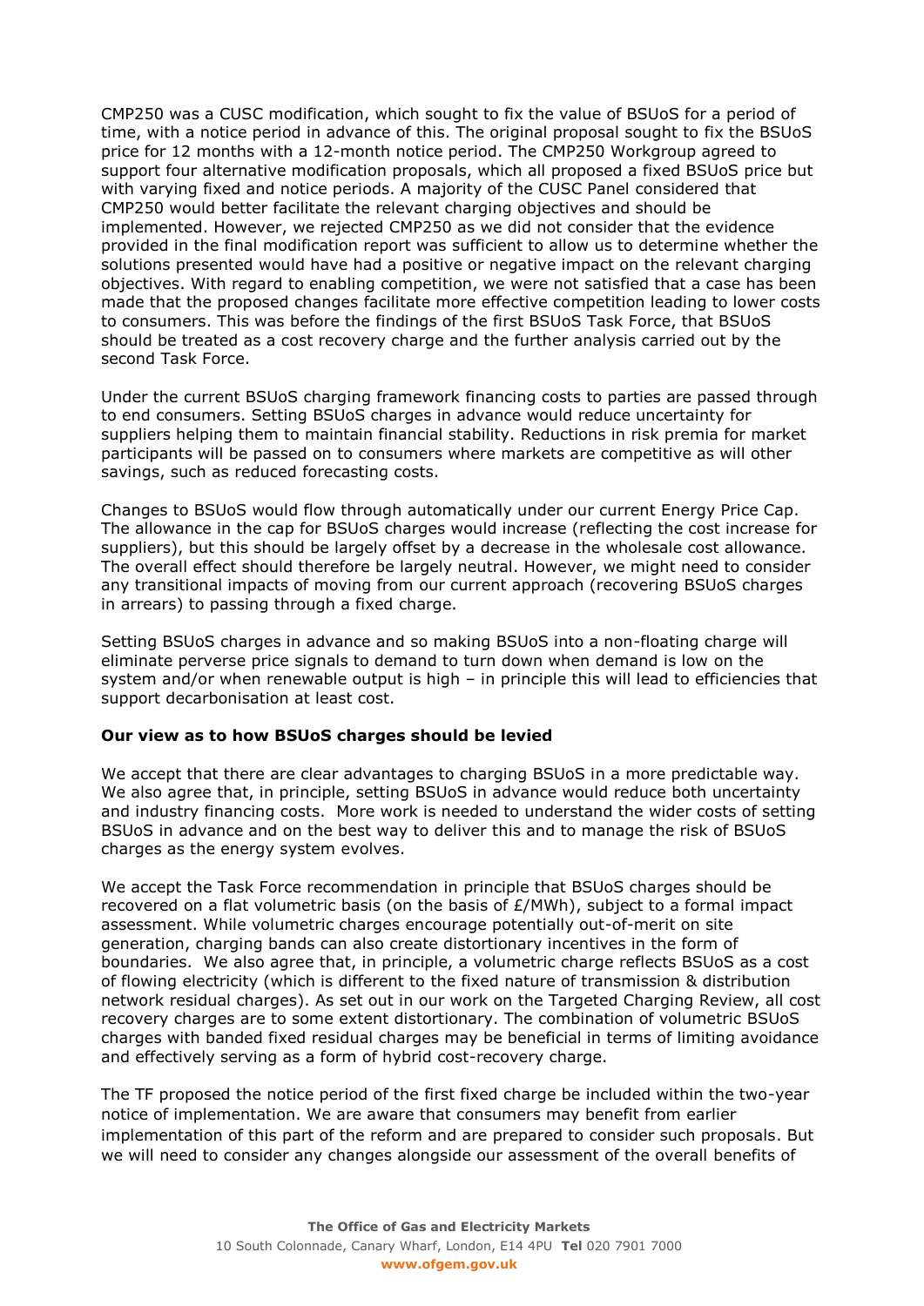CMP250 was a CUSC modification, which sought to fix the value of BSUoS for a period of time, with a notice period in advance of this. The original proposal sought to fix the BSUoS price for 12 months with a 12-month notice period. The CMP250 Workgroup agreed to support four alternative modification proposals, which all proposed a fixed BSUoS price but with varying fixed and notice periods. A majority of the CUSC Panel considered that CMP250 would better facilitate the relevant charging objectives and should be implemented. However, we rejected CMP250 as we did not consider that the evidence provided in the final modification report was sufficient to allow us to determine whether the solutions presented would have had a positive or negative impact on the relevant charging objectives. With regard to enabling competition, we were not satisfied that a case has been made that the proposed changes facilitate more effective competition leading to lower costs to consumers. This was before the findings of the first BSUoS Task Force, that BSUoS should be treated as a cost recovery charge and the further analysis carried out by the second Task Force.

Under the current BSUoS charging framework financing costs to parties are passed through to end consumers. Setting BSUoS charges in advance would reduce uncertainty for suppliers helping them to maintain financial stability. Reductions in risk premia for market participants will be passed on to consumers where markets are competitive as will other savings, such as reduced forecasting costs.

Changes to BSUoS would flow through automatically under our current Energy Price Cap. The allowance in the cap for BSUoS charges would increase (reflecting the cost increase for suppliers), but this should be largely offset by a decrease in the wholesale cost allowance. The overall effect should therefore be largely neutral. However, we might need to consider any transitional impacts of moving from our current approach (recovering BSUoS charges in arrears) to passing through a fixed charge.

Setting BSUoS charges in advance and so making BSUoS into a non-floating charge will eliminate perverse price signals to demand to turn down when demand is low on the system and/or when renewable output is high – in principle this will lead to efficiencies that support decarbonisation at least cost.

**Our view as to how BSUoS charges should be levied**

We accept that there are clear advantages to charging BSUoS in a more predictable way. We also agree that, in principle, setting BSUoS in advance would reduce both uncertainty and industry financing costs. More work is needed to understand the wider costs of setting BSUoS in advance and on the best way to deliver this and to manage the risk of BSUoS charges as the energy system evolves.

We accept the Task Force recommendation in principle that BSUoS charges should be recovered on a flat volumetric basis (on the basis of £/MWh), subject to a formal impact assessment. While volumetric charges encourage potentially out-of-merit on site generation, charging bands can also create distortionary incentives in the form of boundaries. We also agree that, in principle, a volumetric charge reflects BSUoS as a cost of flowing electricity (which is different to the fixed nature of transmission & distribution network residual charges). As set out in our work on the Targeted Charging Review, all cost recovery charges are to some extent distortionary. The combination of volumetric BSUoS charges with banded fixed residual charges may be beneficial in terms of limiting avoidance and effectively serving as a form of hybrid cost-recovery charge.

The TF proposed the notice period of the first fixed charge be included within the two-year notice of implementation. We are aware that consumers may benefit from earlier implementation of this part of the reform and are prepared to consider such proposals. But we will need to consider any changes alongside our assessment of the overall benefits of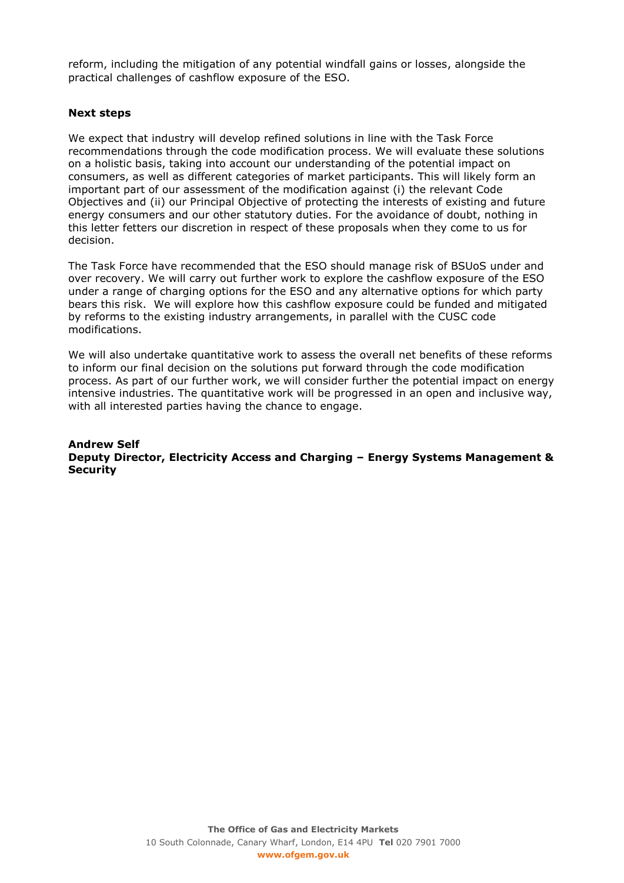reform, including the mitigation of any potential windfall gains or losses, alongside the practical challenges of cashflow exposure of the ESO.

**Next steps**

We expect that industry will develop refined solutions in line with the Task Force recommendations through the code modification process. We will evaluate these solutions on a holistic basis, taking into account our understanding of the potential impact on consumers, as well as different categories of market participants. This will likely form an important part of our assessment of the modification against (i) the relevant Code Objectives and (ii) our Principal Objective of protecting the interests of existing and future energy consumers and our other statutory duties. For the avoidance of doubt, nothing in this letter fetters our discretion in respect of these proposals when they come to us for decision.

The Task Force have recommended that the ESO should manage risk of BSUoS under and over recovery. We will carry out further work to explore the cashflow exposure of the ESO under a range of charging options for the ESO and any alternative options for which party bears this risk. We will explore how this cashflow exposure could be funded and mitigated by reforms to the existing industry arrangements, in parallel with the CUSC code modifications.

We will also undertake quantitative work to assess the overall net benefits of these reforms to inform our final decision on the solutions put forward through the code modification process. As part of our further work, we will consider further the potential impact on energy intensive industries. The quantitative work will be progressed in an open and inclusive way, with all interested parties having the chance to engage.

**Andrew Self**
**Deputy Director, Electricity Access and Charging – Energy Systems Management & Security**

**The Office of Gas and Electricity Markets**
10 South Colonnade, Canary Wharf, London, E14 4PU **Tel** 020 7901 7000
**www.ofgem.gov.uk**